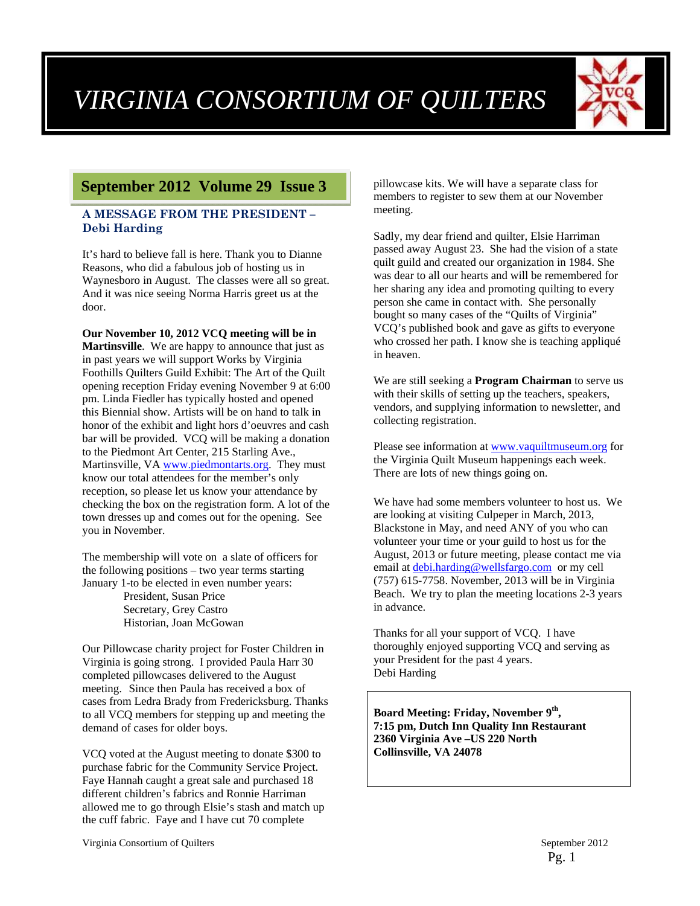# VIRGINIA CONSORTIUM OF QUILTERS

## September 2012 Volume 29 Issue 3

### A MESSAGE FROM THE PRESIDENT – Debi Harding

It's hard to believe fall is here. Thank you to Dianne Reasons, who did a fabulous job of hosting us in Waynesboro in August. The classes were all so great. And it was nice seeing Norma Harris greet us at the door.

**Our November 10, 2012 VCQ meeting will be in Martinsville**. We are happy to announce that just as in past years we will support Works by Virginia Foothills Quilters Guild Exhibit: The Art of the Quilt opening reception Friday evening November 9 at 6:00 pm. Linda Fiedler has typically hosted and opened this Biennial show. Artists will be on hand to talk in honor of the exhibit and light hors d'oeuvres and cash bar will be provided. VCQ will be making a donation to the Piedmont Art Center, 215 Starling Ave., Martinsville, VA www.piedmontarts.org. They must know our total attendees for the member's only reception, so please let us know your attendance by checking the box on the registration form. A lot of the town dresses up and comes out for the opening. See you in November.

The membership will vote on a slate of officers for the following positions – two year terms starting January 1-to be elected in even number years:

- President, Susan Price
- Secretary, Grey Castro
- Historian, Joan McGowan

Our Pillowcase charity project for Foster Children in Virginia is going strong. I provided Paula Harr 30 completed pillowcases delivered to the August meeting. Since then Paula has received a box of cases from Ledra Brady from Fredericksburg. Thanks to all VCQ members for stepping up and meeting the demand of cases for older boys.

VCQ voted at the August meeting to donate $300 to purchase fabric for the Community Service Project. Faye Hannah caught a great sale and purchased 18 different children's fabrics and Ronnie Harriman allowed me to go through Elsie's stash and match up the cuff fabric. Faye and I have cut 70 complete pillowcase kits. We will have a separate class for members to register to sew them at our November meeting.

Sadly, my dear friend and quilter, Elsie Harriman passed away August 23. She had the vision of a state quilt guild and created our organization in 1984. She was dear to all our hearts and will be remembered for her sharing any idea and promoting quilting to every person she came in contact with. She personally bought so many cases of the "Quilts of Virginia" VCQ's published book and gave as gifts to everyone who crossed her path. I know she is teaching appliqué in heaven.

We are still seeking a **Program Chairman** to serve us with their skills of setting up the teachers, speakers, vendors, and supplying information to newsletter, and collecting registration.

Please see information at www.vaquiltmuseum.org for the Virginia Quilt Museum happenings each week. There are lots of new things going on.

We have had some members volunteer to host us. We are looking at visiting Culpeper in March, 2013, Blackstone in May, and need ANY of you who can volunteer your time or your guild to host us for the August, 2013 or future meeting, please contact me via email at debi.harding@wellsfargo.com or my cell (757) 615-7758. November, 2013 will be in Virginia Beach. We try to plan the meeting locations 2-3 years in advance.

Thanks for all your support of VCQ. I have thoroughly enjoyed supporting VCQ and serving as your President for the past 4 years.
Debi Harding

**Board Meeting: Friday, November 9th,**
**7:15 pm, Dutch Inn Quality Inn Restaurant**
**2360 Virginia Ave –US 220 North**
**Collinsville, VA 24078**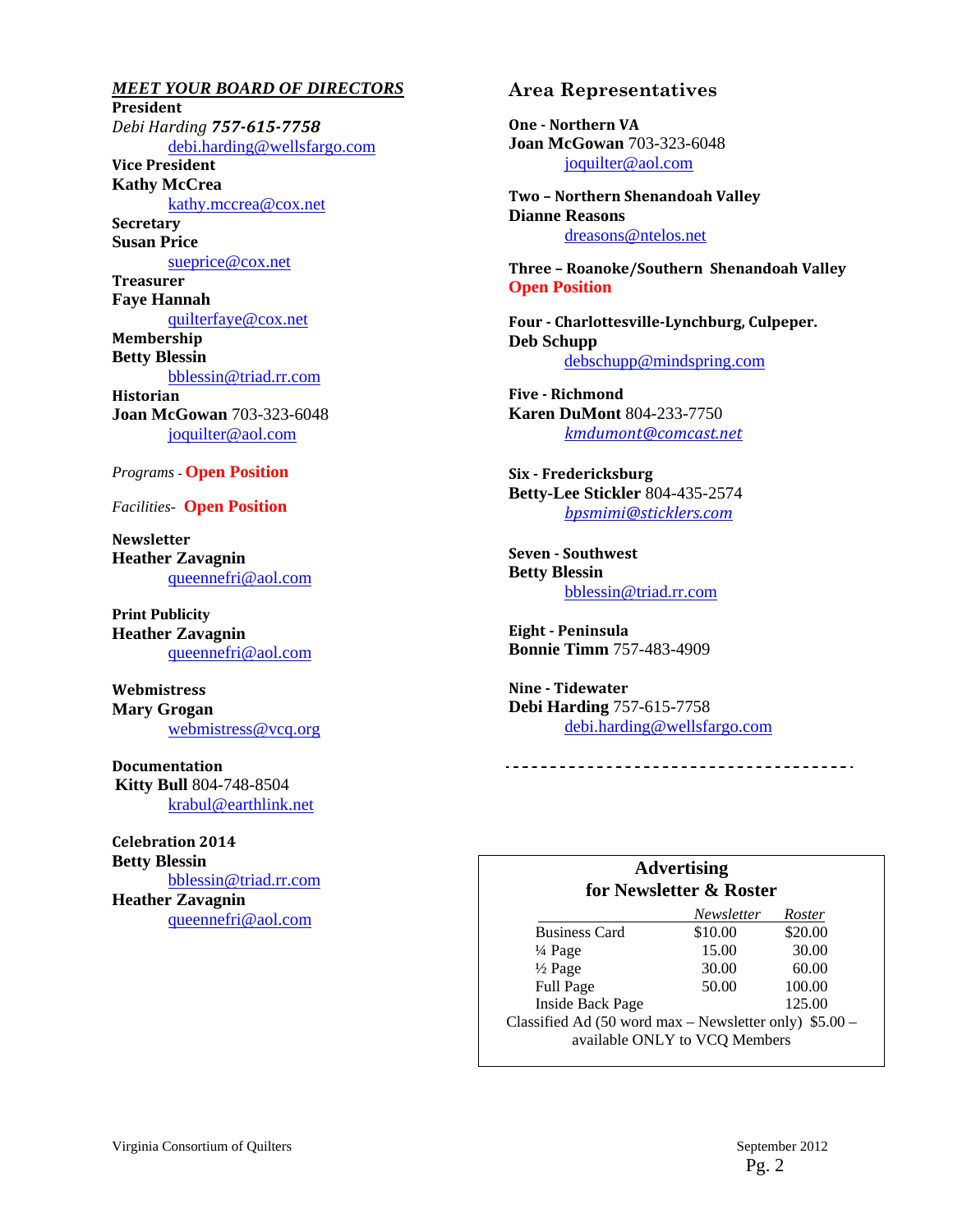## *MEET YOUR BOARD OF DIRECTORS*

**President**
*Debi Harding* ***757-615-7758***
debi.harding@wellsfargo.com

**Vice President**
**Kathy McCrea**
kathy.mccrea@cox.net

**Secretary**
**Susan Price**
sueprice@cox.net

**Treasurer**
**Faye Hannah**
quilterfaye@cox.net

**Membership**
**Betty Blessin**
bblessin@triad.rr.com

**Historian**
**Joan McGowan** 703-323-6048
joquilter@aol.com

*Programs* - **Open Position**

*Facilities*- **Open Position**

**Newsletter**
**Heather Zavagnin**
queennefri@aol.com

**Print Publicity**
**Heather Zavagnin**
queennefri@aol.com

**Webmistress**
**Mary Grogan**
webmistress@vcq.org

**Documentation**
**Kitty Bull** 804-748-8504
krabul@earthlink.net

**Celebration 2014**
**Betty Blessin**
bblessin@triad.rr.com
**Heather Zavagnin**
queennefri@aol.com

## Area Representatives

**One - Northern VA**
**Joan McGowan** 703-323-6048
joquilter@aol.com

**Two – Northern Shenandoah Valley**
**Dianne Reasons**
dreasons@ntelos.net

**Three – Roanoke/Southern Shenandoah Valley**
**Open Position**

**Four - Charlottesville-Lynchburg, Culpeper.**
**Deb Schupp**
debschupp@mindspring.com

**Five - Richmond**
**Karen DuMont** 804-233-7750
*kmdumont@comcast.net*

**Six - Fredericksburg**
**Betty-Lee Stickler** 804-435-2574
*bpsmimi@sticklers.com*

**Seven - Southwest**
**Betty Blessin**
bblessin@triad.rr.com

**Eight - Peninsula**
**Bonnie Timm** 757-483-4909

**Nine - Tidewater**
**Debi Harding** 757-615-7758
debi.harding@wellsfargo.com

---

### Advertising for Newsletter & Roster

| | *Newsletter* | *Roster* |
|---|---|---|
| Business Card | $10.00 | $20.00 |
| ¼ Page | 15.00 | 30.00 |
| ½ Page | 30.00 | 60.00 |
| Full Page | 50.00 | 100.00 |
| Inside Back Page | | 125.00 |

Classified Ad (50 word max – Newsletter only) $5.00 – available ONLY to VCQ Members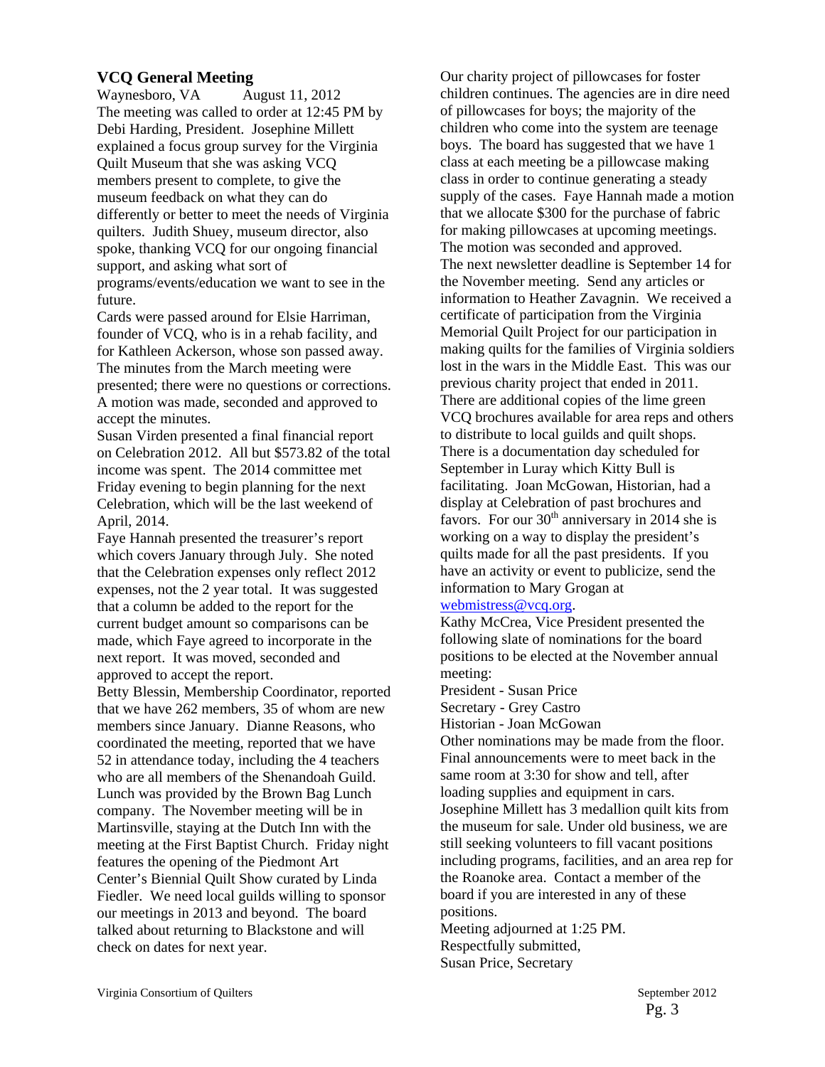## VCQ General Meeting

Waynesboro, VA    August 11, 2012

The meeting was called to order at 12:45 PM by Debi Harding, President. Josephine Millett explained a focus group survey for the Virginia Quilt Museum that she was asking VCQ members present to complete, to give the museum feedback on what they can do differently or better to meet the needs of Virginia quilters. Judith Shuey, museum director, also spoke, thanking VCQ for our ongoing financial support, and asking what sort of programs/events/education we want to see in the future.

Cards were passed around for Elsie Harriman, founder of VCQ, who is in a rehab facility, and for Kathleen Ackerson, whose son passed away. The minutes from the March meeting were presented; there were no questions or corrections. A motion was made, seconded and approved to accept the minutes.

Susan Virden presented a final financial report on Celebration 2012. All but $573.82 of the total income was spent. The 2014 committee met Friday evening to begin planning for the next Celebration, which will be the last weekend of April, 2014.

Faye Hannah presented the treasurer's report which covers January through July. She noted that the Celebration expenses only reflect 2012 expenses, not the 2 year total. It was suggested that a column be added to the report for the current budget amount so comparisons can be made, which Faye agreed to incorporate in the next report. It was moved, seconded and approved to accept the report.

Betty Blessin, Membership Coordinator, reported that we have 262 members, 35 of whom are new members since January. Dianne Reasons, who coordinated the meeting, reported that we have 52 in attendance today, including the 4 teachers who are all members of the Shenandoah Guild. Lunch was provided by the Brown Bag Lunch company. The November meeting will be in Martinsville, staying at the Dutch Inn with the meeting at the First Baptist Church. Friday night features the opening of the Piedmont Art Center's Biennial Quilt Show curated by Linda Fiedler. We need local guilds willing to sponsor our meetings in 2013 and beyond. The board talked about returning to Blackstone and will check on dates for next year.

Our charity project of pillowcases for foster children continues. The agencies are in dire need of pillowcases for boys; the majority of the children who come into the system are teenage boys. The board has suggested that we have 1 class at each meeting be a pillowcase making class in order to continue generating a steady supply of the cases. Faye Hannah made a motion that we allocate $300 for the purchase of fabric for making pillowcases at upcoming meetings. The motion was seconded and approved.

The next newsletter deadline is September 14 for the November meeting. Send any articles or information to Heather Zavagnin. We received a certificate of participation from the Virginia Memorial Quilt Project for our participation in making quilts for the families of Virginia soldiers lost in the wars in the Middle East. This was our previous charity project that ended in 2011.

There are additional copies of the lime green VCQ brochures available for area reps and others to distribute to local guilds and quilt shops. There is a documentation day scheduled for September in Luray which Kitty Bull is facilitating. Joan McGowan, Historian, had a display at Celebration of past brochures and favors. For our 30th anniversary in 2014 she is working on a way to display the president's quilts made for all the past presidents. If you have an activity or event to publicize, send the information to Mary Grogan at webmistress@vcq.org.

Kathy McCrea, Vice President presented the following slate of nominations for the board positions to be elected at the November annual meeting:

President - Susan Price
Secretary - Grey Castro
Historian - Joan McGowan

Other nominations may be made from the floor. Final announcements were to meet back in the same room at 3:30 for show and tell, after loading supplies and equipment in cars. Josephine Millett has 3 medallion quilt kits from the museum for sale. Under old business, we are still seeking volunteers to fill vacant positions including programs, facilities, and an area rep for the Roanoke area. Contact a member of the board if you are interested in any of these positions.

Meeting adjourned at 1:25 PM.
Respectfully submitted,
Susan Price, Secretary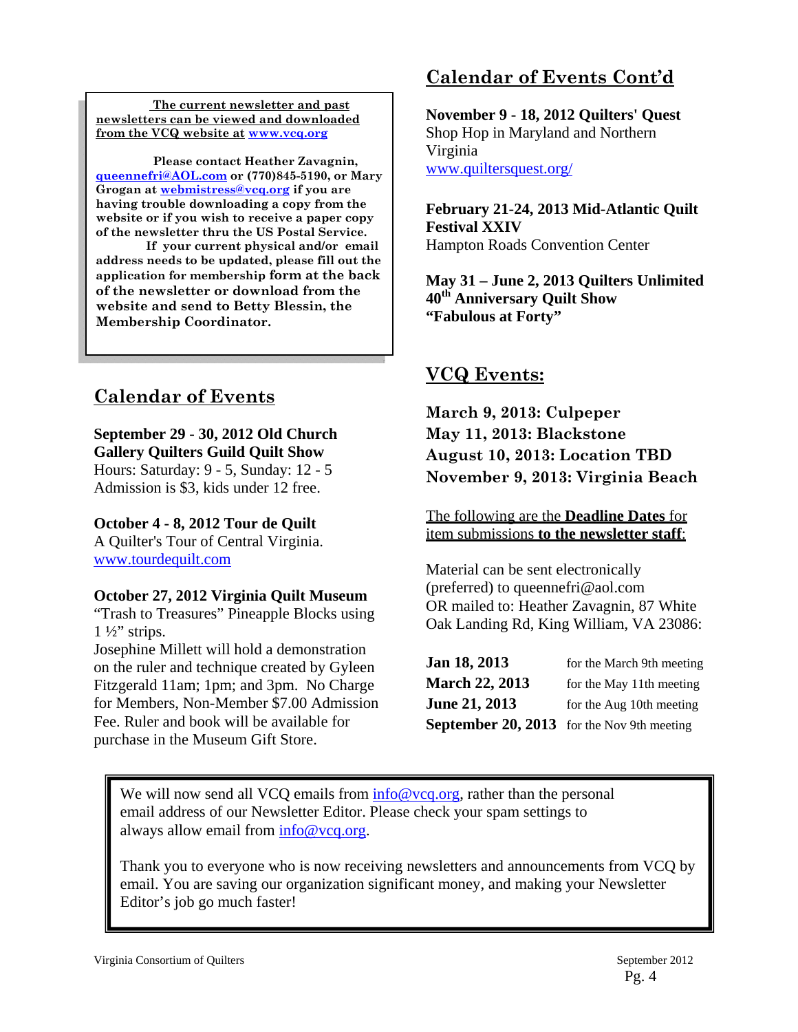**The current newsletter and past newsletters can be viewed and downloaded from the VCQ website at [www.vcq.org](http://www.vcq.org)**

**Please contact Heather Zavagnin, queennefri@AOL.com or (770)845-5190, or Mary Grogan at webmistress@vcq.org if you are having trouble downloading a copy from the website or if you wish to receive a paper copy of the newsletter thru the US Postal Service.**

**If your current physical and/or email address needs to be updated, please fill out the application for membership form at the back of the newsletter or download from the website and send to Betty Blessin, the Membership Coordinator.**

## Calendar of Events

**September 29 - 30, 2012 Old Church Gallery Quilters Guild Quilt Show**
Hours: Saturday: 9 - 5, Sunday: 12 - 5
Admission is $3, kids under 12 free.

**October 4 - 8, 2012 Tour de Quilt**
A Quilter's Tour of Central Virginia.
[www.tourdequilt.com](http://www.tourdequilt.com)

**October 27, 2012 Virginia Quilt Museum**
"Trash to Treasures" Pineapple Blocks using 1 ½" strips.
Josephine Millett will hold a demonstration on the ruler and technique created by Gyleen Fitzgerald 11am; 1pm; and 3pm. No Charge for Members, Non-Member $7.00 Admission Fee. Ruler and book will be available for purchase in the Museum Gift Store.

## Calendar of Events Cont'd

**November 9 - 18, 2012 Quilters' Quest**
Shop Hop in Maryland and Northern Virginia
[www.quiltersquest.org/](http://www.quiltersquest.org/)

**February 21-24, 2013 Mid-Atlantic Quilt Festival XXIV**
Hampton Roads Convention Center

**May 31 – June 2, 2013 Quilters Unlimited 40th Anniversary Quilt Show "Fabulous at Forty"**

## VCQ Events:

**March 9, 2013: Culpeper**
**May 11, 2013: Blackstone**
**August 10, 2013: Location TBD**
**November 9, 2013: Virginia Beach**

The following are the **Deadline Dates** for item submissions **to the newsletter staff**:

Material can be sent electronically (preferred) to queennefri@aol.com
OR mailed to: Heather Zavagnin, 87 White Oak Landing Rd, King William, VA 23086:

| | |
|---|---|
| **Jan 18, 2013** | for the March 9th meeting |
| **March 22, 2013** | for the May 11th meeting |
| **June 21, 2013** | for the Aug 10th meeting |
| **September 20, 2013** | for the Nov 9th meeting |

We will now send all VCQ emails from [info@vcq.org](mailto:info@vcq.org), rather than the personal email address of our Newsletter Editor. Please check your spam settings to always allow email from [info@vcq.org](mailto:info@vcq.org).

Thank you to everyone who is now receiving newsletters and announcements from VCQ by email. You are saving our organization significant money, and making your Newsletter Editor's job go much faster!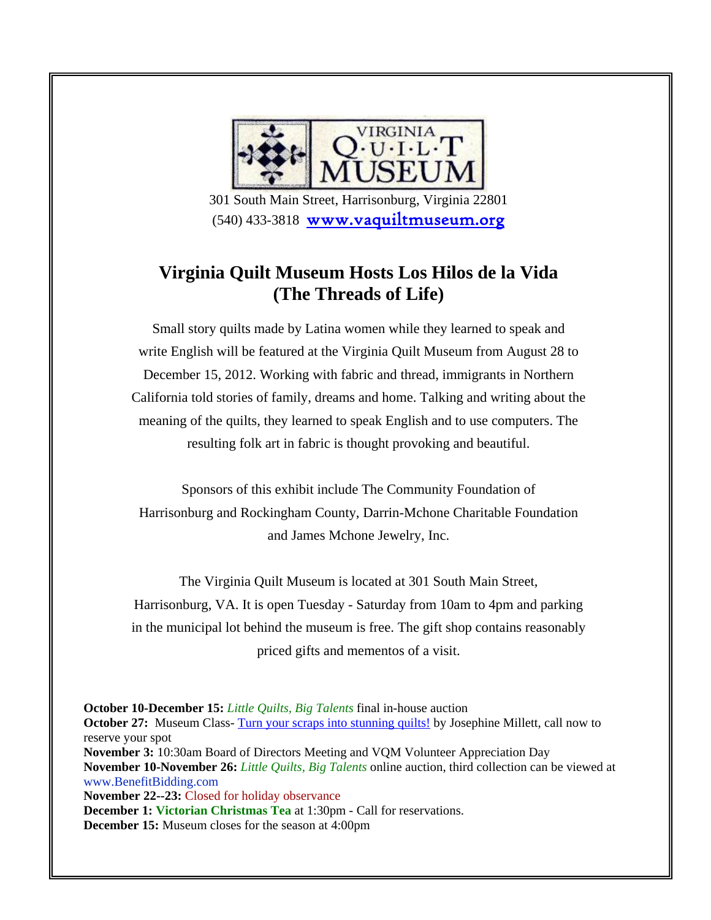VIRGINIA QUILT MUSEUM

301 South Main Street, Harrisonburg, Virginia 22801
(540) 433-3818 www.vaquiltmuseum.org

## Virginia Quilt Museum Hosts Los Hilos de la Vida (The Threads of Life)

Small story quilts made by Latina women while they learned to speak and write English will be featured at the Virginia Quilt Museum from August 28 to December 15, 2012. Working with fabric and thread, immigrants in Northern California told stories of family, dreams and home. Talking and writing about the meaning of the quilts, they learned to speak English and to use computers. The resulting folk art in fabric is thought provoking and beautiful.

Sponsors of this exhibit include The Community Foundation of Harrisonburg and Rockingham County, Darrin-Mchone Charitable Foundation and James Mchone Jewelry, Inc.

The Virginia Quilt Museum is located at 301 South Main Street, Harrisonburg, VA. It is open Tuesday - Saturday from 10am to 4pm and parking in the municipal lot behind the museum is free. The gift shop contains reasonably priced gifts and mementos of a visit.

**October 10-December 15:** *Little Quilts, Big Talents* final in-house auction
**October 27:** Museum Class- Turn your scraps into stunning quilts! by Josephine Millett, call now to reserve your spot
**November 3:** 10:30am Board of Directors Meeting and VQM Volunteer Appreciation Day
**November 10-November 26:** *Little Quilts, Big Talents* online auction, third collection can be viewed at www.BenefitBidding.com
**November 22--23:** Closed for holiday observance
**December 1:** **Victorian Christmas Tea** at 1:30pm - Call for reservations.
**December 15:** Museum closes for the season at 4:00pm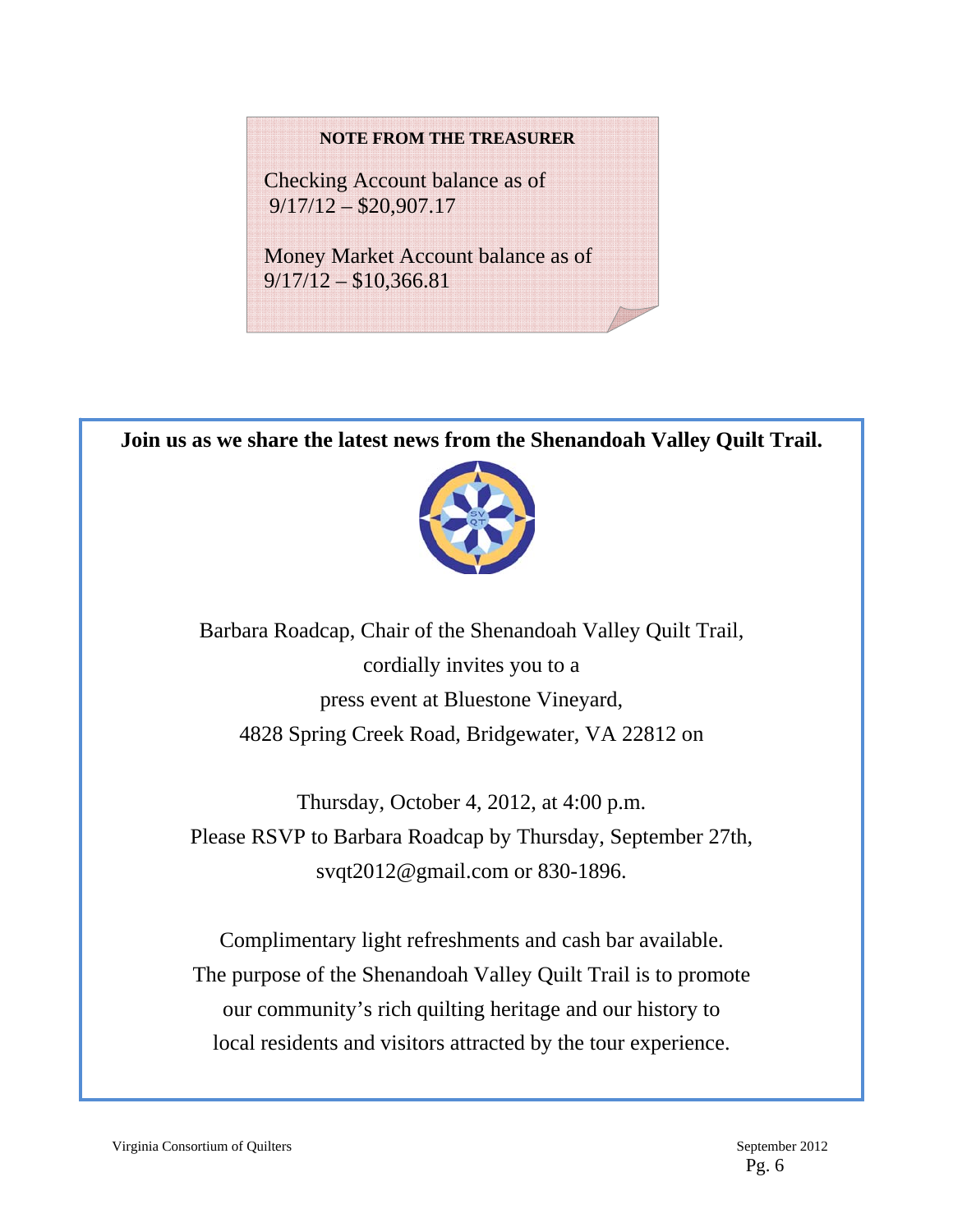**NOTE FROM THE TREASURER**

Checking Account balance as of 9/17/12 – $20,907.17

Money Market Account balance as of 9/17/12 – $10,366.81

**Join us as we share the latest news from the Shenandoah Valley Quilt Trail.**

Barbara Roadcap, Chair of the Shenandoah Valley Quilt Trail,
cordially invites you to a
press event at Bluestone Vineyard,
4828 Spring Creek Road, Bridgewater, VA 22812 on

Thursday, October 4, 2012, at 4:00 p.m.
Please RSVP to Barbara Roadcap by Thursday, September 27th,
svqt2012@gmail.com or 830-1896.

Complimentary light refreshments and cash bar available.
The purpose of the Shenandoah Valley Quilt Trail is to promote
our community's rich quilting heritage and our history to
local residents and visitors attracted by the tour experience.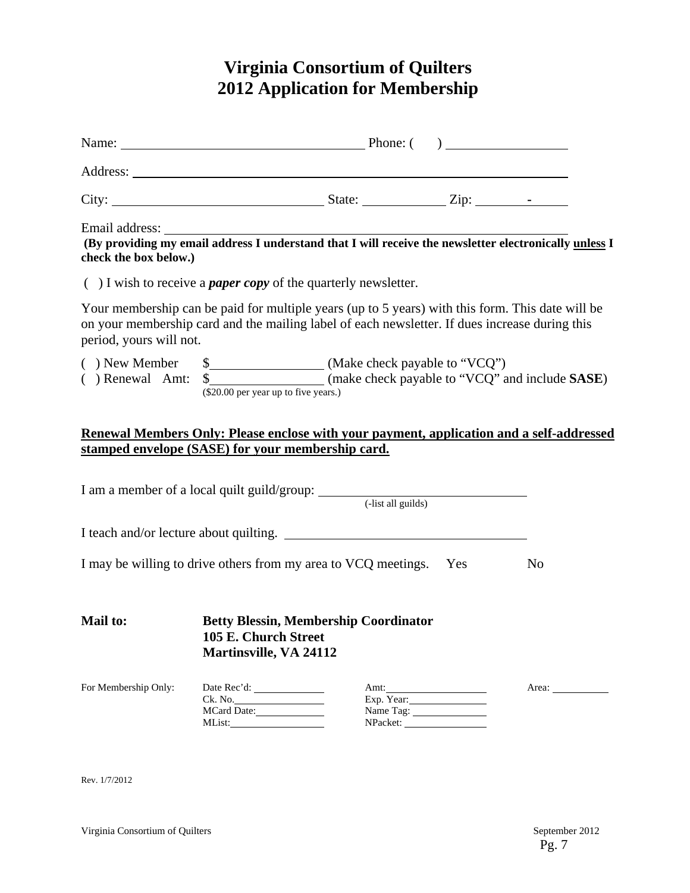# Virginia Consortium of Quilters
# 2012 Application for Membership

Name: \_\_\_\_\_\_\_\_\_\_\_\_\_\_\_\_\_\_\_\_\_\_\_\_\_\_\_\_\_\_\_\_\_\_ Phone: ( ) \_\_\_\_\_\_\_\_\_\_\_\_\_\_\_\_\_\_

Address: \_\_\_\_\_\_\_\_\_\_\_\_\_\_\_\_\_\_\_\_\_\_\_\_\_\_\_\_\_\_\_\_\_\_\_\_\_\_\_\_\_\_\_\_\_\_\_\_\_\_\_\_\_\_\_\_\_\_\_\_

City: \_\_\_\_\_\_\_\_\_\_\_\_\_\_\_\_\_\_\_\_\_\_\_\_\_\_\_\_\_\_ State: \_\_\_\_\_\_\_\_\_\_\_\_ Zip: \_\_\_\_\_\_\_\_-\_\_\_\_\_\_

Email address: \_\_\_\_\_\_\_\_\_\_\_\_\_\_\_\_\_\_\_\_\_\_\_\_\_\_\_\_\_\_\_\_\_\_\_\_\_\_\_\_\_\_\_\_\_\_\_\_\_\_\_\_\_\_\_\_
**(By providing my email address I understand that I will receive the newsletter electronically <u>unless</u> I check the box below.)**

( ) I wish to receive a ***paper copy*** of the quarterly newsletter.

Your membership can be paid for multiple years (up to 5 years) with this form. This date will be on your membership card and the mailing label of each newsletter. If dues increase during this period, yours will not.

( ) New Member $\_\_\_\_\_\_\_\_\_\_\_\_\_\_\_\_\_ (Make check payable to "VCQ")
( ) Renewal Amt: $\_\_\_\_\_\_\_\_\_\_\_\_\_\_\_\_\_ (make check payable to "VCQ" and include **SASE**)
($20.00 per year up to five years.)

**<u>Renewal Members Only: Please enclose with your payment, application and a self-addressed stamped envelope (SASE) for your membership card.</u>**

I am a member of a local quilt guild/group: \_\_\_\_\_\_\_\_\_\_\_\_\_\_\_\_\_\_\_\_\_\_\_\_\_\_\_\_\_\_\_\_
(-list all guilds)

I teach and/or lecture about quilting. \_\_\_\_\_\_\_\_\_\_\_\_\_\_\_\_\_\_\_\_\_\_\_\_\_\_\_\_\_\_\_\_\_\_\_\_\_\_

I may be willing to drive others from my area to VCQ meetings. Yes No

**Mail to:** **Betty Blessin, Membership Coordinator**
**105 E. Church Street**
**Martinsville, VA 24112**

| For Membership Only: | Date Rec'd: \_\_\_\_\_\_\_\_ | Amt: \_\_\_\_\_\_\_\_ | Area: \_\_\_\_\_\_\_\_ |
|---|---|---|---|
| | Ck. No. \_\_\_\_\_\_\_\_ | Exp. Year: \_\_\_\_\_\_\_\_ | |
| | MCard Date: \_\_\_\_\_\_\_\_ | Name Tag: \_\_\_\_\_\_\_\_ | |
| | MList: \_\_\_\_\_\_\_\_ | NPacket: \_\_\_\_\_\_\_\_ | |

Rev. 1/7/2012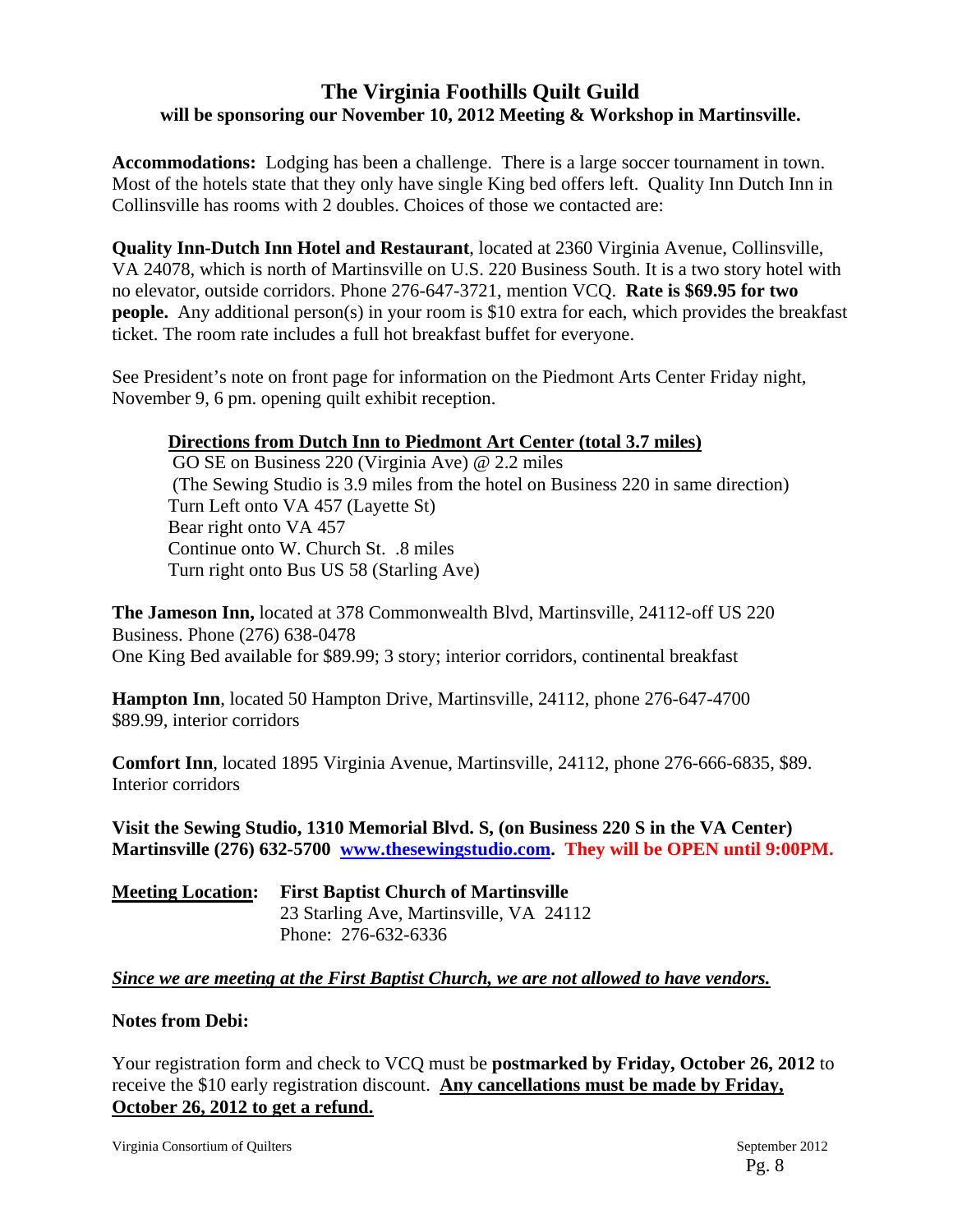## The Virginia Foothills Quilt Guild

### will be sponsoring our November 10, 2012 Meeting & Workshop in Martinsville.

**Accommodations:** Lodging has been a challenge. There is a large soccer tournament in town. Most of the hotels state that they only have single King bed offers left. Quality Inn Dutch Inn in Collinsville has rooms with 2 doubles. Choices of those we contacted are:

**Quality Inn-Dutch Inn Hotel and Restaurant**, located at 2360 Virginia Avenue, Collinsville, VA 24078, which is north of Martinsville on U.S. 220 Business South. It is a two story hotel with no elevator, outside corridors. Phone 276-647-3721, mention VCQ. **Rate is $69.95 for two people.** Any additional person(s) in your room is $10 extra for each, which provides the breakfast ticket. The room rate includes a full hot breakfast buffet for everyone.

See President's note on front page for information on the Piedmont Arts Center Friday night, November 9, 6 pm. opening quilt exhibit reception.

**Directions from Dutch Inn to Piedmont Art Center (total 3.7 miles)**

GO SE on Business 220 (Virginia Ave) @ 2.2 miles
(The Sewing Studio is 3.9 miles from the hotel on Business 220 in same direction)
Turn Left onto VA 457 (Layette St)
Bear right onto VA 457
Continue onto W. Church St. .8 miles
Turn right onto Bus US 58 (Starling Ave)

**The Jameson Inn,** located at 378 Commonwealth Blvd, Martinsville, 24112-off US 220 Business. Phone (276) 638-0478
One King Bed available for $89.99; 3 story; interior corridors, continental breakfast

**Hampton Inn**, located 50 Hampton Drive, Martinsville, 24112, phone 276-647-4700
$89.99, interior corridors

**Comfort Inn**, located 1895 Virginia Avenue, Martinsville, 24112, phone 276-666-6835, $89. Interior corridors

**Visit the Sewing Studio, 1310 Memorial Blvd. S, (on Business 220 S in the VA Center) Martinsville (276) 632-5700 www.thesewingstudio.com. They will be OPEN until 9:00PM.**

**Meeting Location:** **First Baptist Church of Martinsville**
23 Starling Ave, Martinsville, VA 24112
Phone: 276-632-6336

***Since we are meeting at the First Baptist Church, we are not allowed to have vendors.***

**Notes from Debi:**

Your registration form and check to VCQ must be **postmarked by Friday, October 26, 2012** to receive the $10 early registration discount. **Any cancellations must be made by Friday, October 26, 2012 to get a refund.**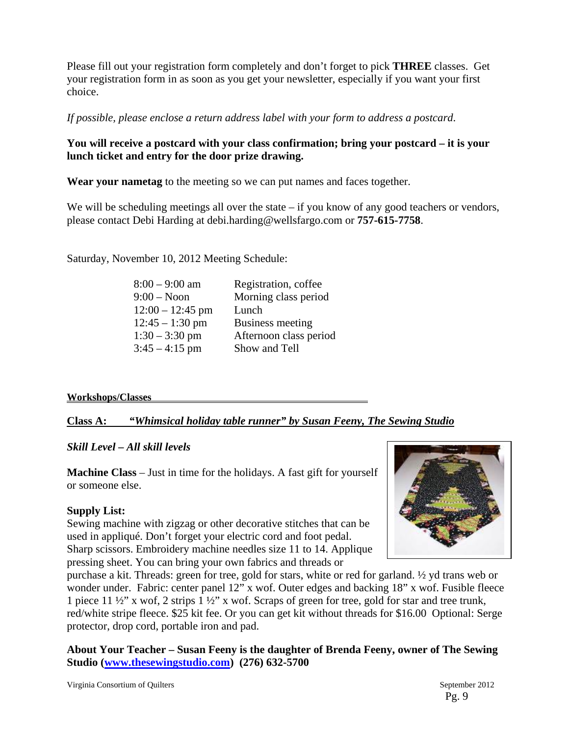Please fill out your registration form completely and don't forget to pick **THREE** classes. Get your registration form in as soon as you get your newsletter, especially if you want your first choice.

*If possible, please enclose a return address label with your form to address a postcard.*

**You will receive a postcard with your class confirmation; bring your postcard – it is your lunch ticket and entry for the door prize drawing.**

**Wear your nametag** to the meeting so we can put names and faces together.

We will be scheduling meetings all over the state – if you know of any good teachers or vendors, please contact Debi Harding at debi.harding@wellsfargo.com or **757-615-7758**.

Saturday, November 10, 2012 Meeting Schedule:

| | |
|---|---|
| 8:00 – 9:00 am | Registration, coffee |
| 9:00 – Noon | Morning class period |
| 12:00 – 12:45 pm | Lunch |
| 12:45 – 1:30 pm | Business meeting |
| 1:30 – 3:30 pm | Afternoon class period |
| 3:45 – 4:15 pm | Show and Tell |

## Workshops/Classes

### Class A: *"Whimsical holiday table runner" by Susan Feeny, The Sewing Studio*

***Skill Level – All skill levels***

**Machine Class** – Just in time for the holidays. A fast gift for yourself or someone else.

**Supply List:**
Sewing machine with zigzag or other decorative stitches that can be used in appliqué. Don't forget your electric cord and foot pedal. Sharp scissors. Embroidery machine needles size 11 to 14. Applique pressing sheet. You can bring your own fabrics and threads or purchase a kit. Threads: green for tree, gold for stars, white or red for garland. ½ yd trans web or wonder under. Fabric: center panel 12" x wof. Outer edges and backing 18" x wof. Fusible fleece 1 piece 11 ½" x wof, 2 strips 1 ½" x wof. Scraps of green for tree, gold for star and tree trunk, red/white stripe fleece. $25 kit fee. Or you can get kit without threads for $16.00 Optional: Serge protector, drop cord, portable iron and pad.

**About Your Teacher – Susan Feeny is the daughter of Brenda Feeny, owner of The Sewing Studio (www.thesewingstudio.com) (276) 632-5700**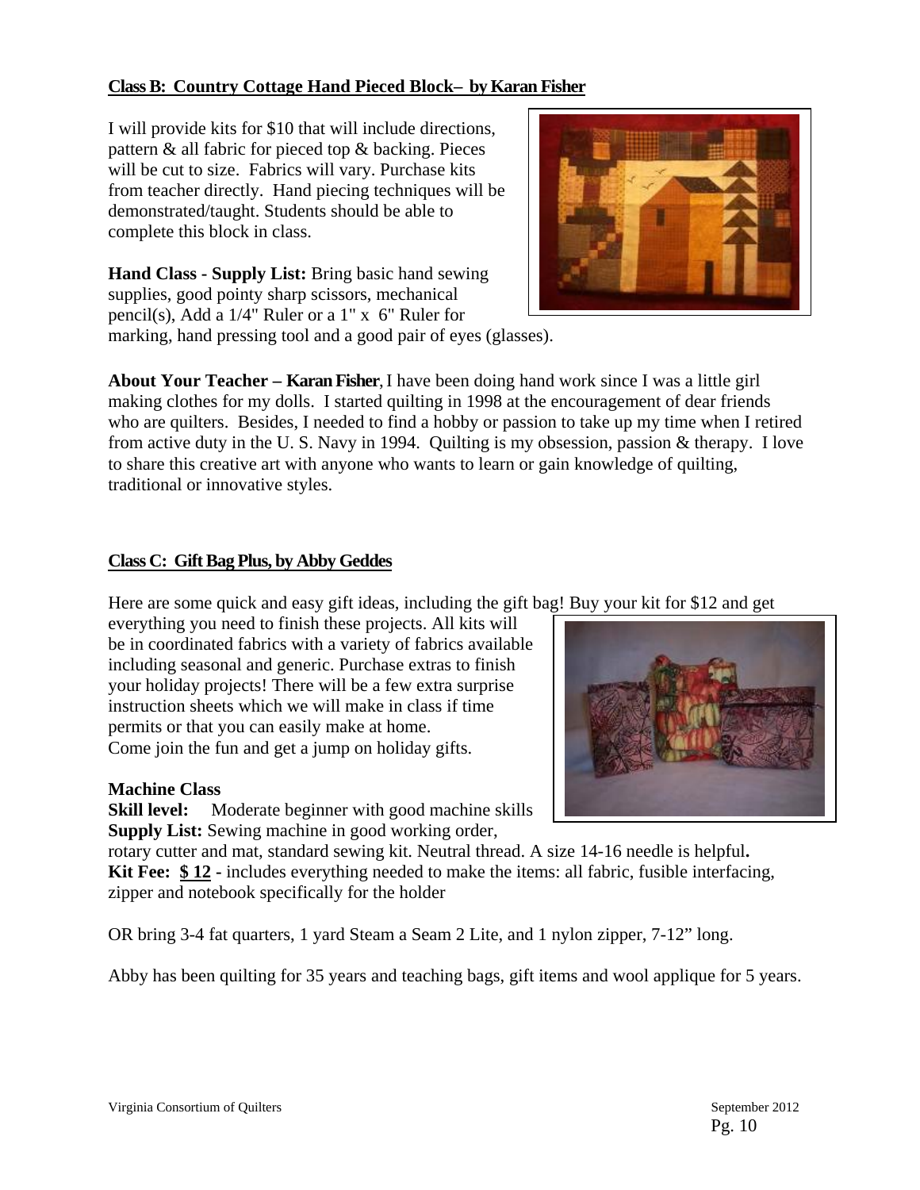**Class B: Country Cottage Hand Pieced Block– by Karan Fisher**

I will provide kits for $10 that will include directions, pattern & all fabric for pieced top & backing. Pieces will be cut to size. Fabrics will vary. Purchase kits from teacher directly. Hand piecing techniques will be demonstrated/taught. Students should be able to complete this block in class.

**Hand Class - Supply List:** Bring basic hand sewing supplies, good pointy sharp scissors, mechanical pencil(s), Add a 1/4" Ruler or a 1" x 6" Ruler for marking, hand pressing tool and a good pair of eyes (glasses).

**About Your Teacher – Karan Fisher**, I have been doing hand work since I was a little girl making clothes for my dolls. I started quilting in 1998 at the encouragement of dear friends who are quilters. Besides, I needed to find a hobby or passion to take up my time when I retired from active duty in the U. S. Navy in 1994. Quilting is my obsession, passion & therapy. I love to share this creative art with anyone who wants to learn or gain knowledge of quilting, traditional or innovative styles.

**Class C: Gift Bag Plus, by Abby Geddes**

Here are some quick and easy gift ideas, including the gift bag! Buy your kit for $12 and get everything you need to finish these projects. All kits will be in coordinated fabrics with a variety of fabrics available including seasonal and generic. Purchase extras to finish your holiday projects! There will be a few extra surprise instruction sheets which we will make in class if time permits or that you can easily make at home.
Come join the fun and get a jump on holiday gifts.

**Machine Class**
**Skill level:** Moderate beginner with good machine skills
**Supply List:** Sewing machine in good working order, rotary cutter and mat, standard sewing kit. Neutral thread. A size 14-16 needle is helpful**.**
**Kit Fee: $ 12 -** includes everything needed to make the items: all fabric, fusible interfacing, zipper and notebook specifically for the holder

OR bring 3-4 fat quarters, 1 yard Steam a Seam 2 Lite, and 1 nylon zipper, 7-12" long.

Abby has been quilting for 35 years and teaching bags, gift items and wool applique for 5 years.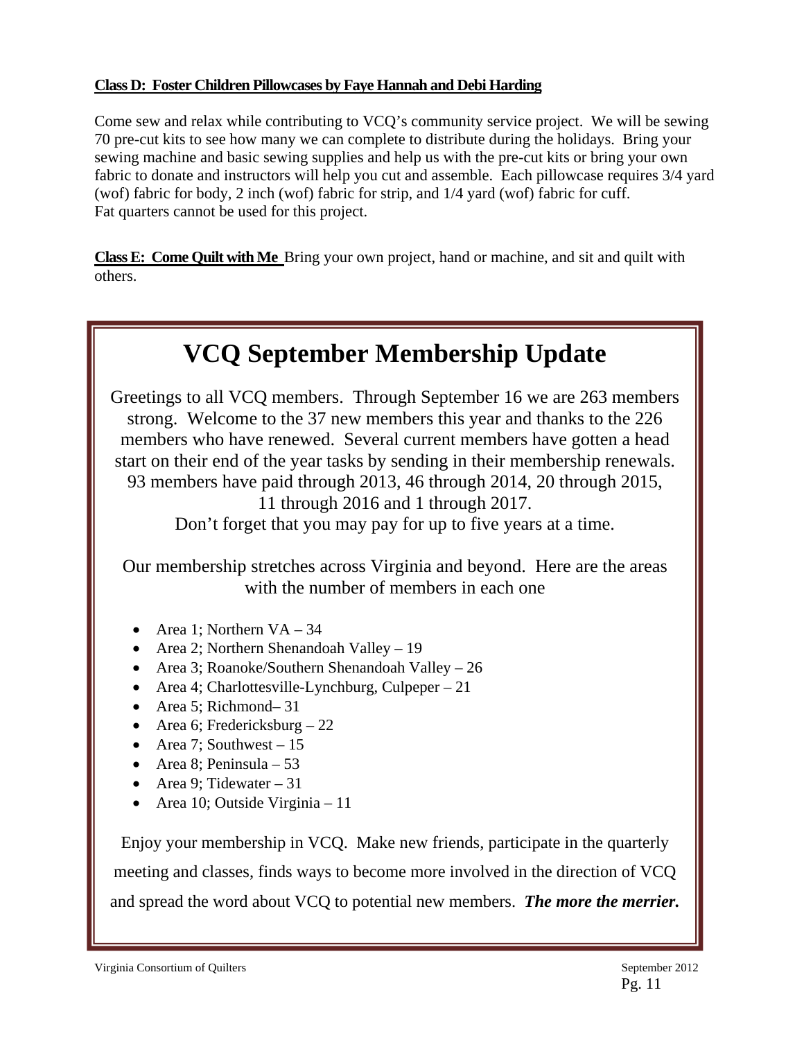**Class D: Foster Children Pillowcases by Faye Hannah and Debi Harding**

Come sew and relax while contributing to VCQ's community service project. We will be sewing 70 pre-cut kits to see how many we can complete to distribute during the holidays. Bring your sewing machine and basic sewing supplies and help us with the pre-cut kits or bring your own fabric to donate and instructors will help you cut and assemble. Each pillowcase requires 3/4 yard (wof) fabric for body, 2 inch (wof) fabric for strip, and 1/4 yard (wof) fabric for cuff. Fat quarters cannot be used for this project.

**Class E: Come Quilt with Me** Bring your own project, hand or machine, and sit and quilt with others.

# VCQ September Membership Update

Greetings to all VCQ members. Through September 16 we are 263 members strong. Welcome to the 37 new members this year and thanks to the 226 members who have renewed. Several current members have gotten a head start on their end of the year tasks by sending in their membership renewals. 93 members have paid through 2013, 46 through 2014, 20 through 2015, 11 through 2016 and 1 through 2017.
Don't forget that you may pay for up to five years at a time.

Our membership stretches across Virginia and beyond. Here are the areas with the number of members in each one

- Area 1; Northern VA – 34
- Area 2; Northern Shenandoah Valley – 19
- Area 3; Roanoke/Southern Shenandoah Valley – 26
- Area 4; Charlottesville-Lynchburg, Culpeper – 21
- Area 5; Richmond– 31
- Area 6; Fredericksburg – 22
- Area 7; Southwest – 15
- Area 8; Peninsula – 53
- Area 9; Tidewater – 31
- Area 10; Outside Virginia – 11

Enjoy your membership in VCQ. Make new friends, participate in the quarterly meeting and classes, finds ways to become more involved in the direction of VCQ and spread the word about VCQ to potential new members. ***The more the merrier.***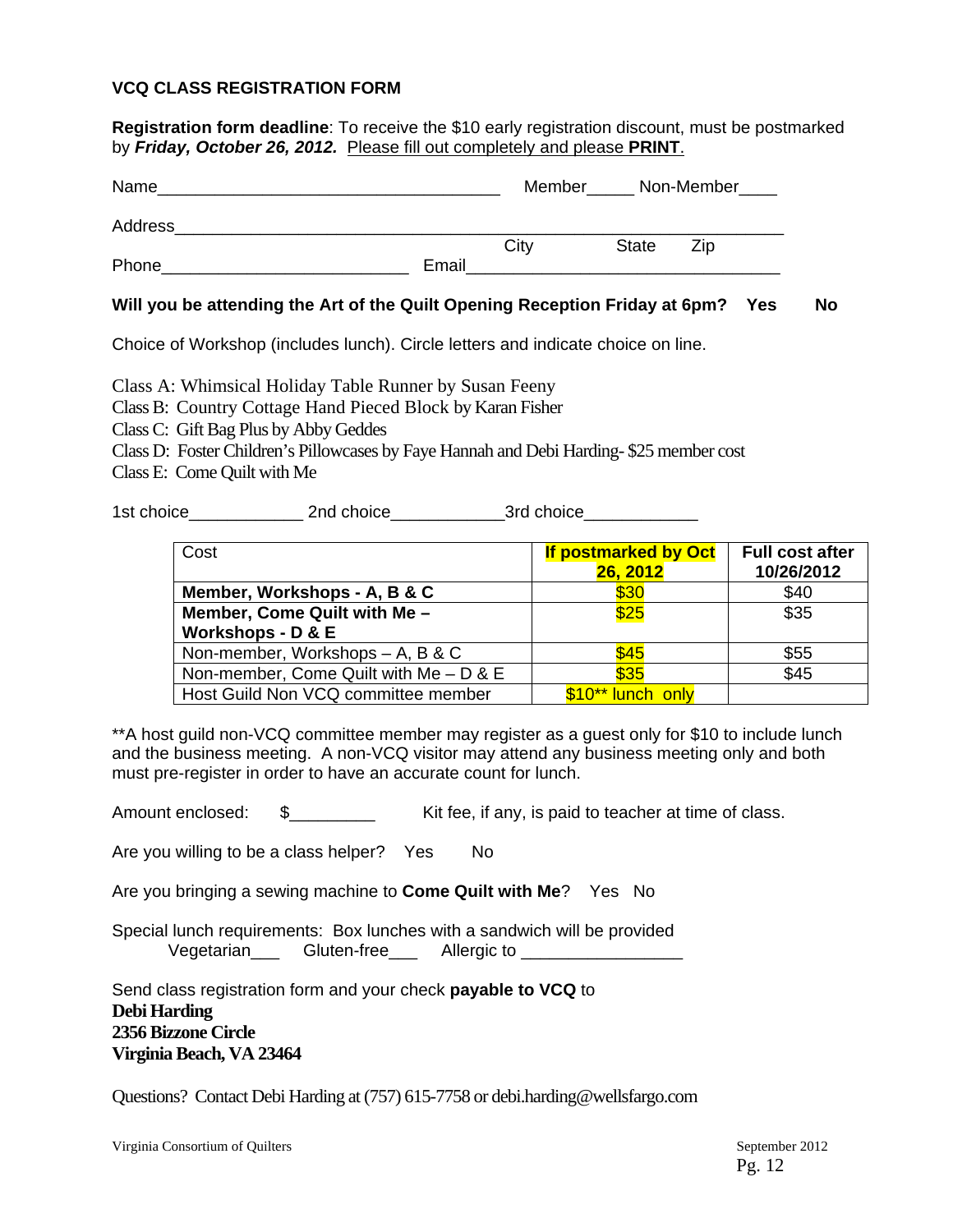### VCQ CLASS REGISTRATION FORM

**Registration form deadline**: To receive the $10 early registration discount, must be postmarked by ***Friday, October 26, 2012.*** Please fill out completely and please **PRINT**.

Name_____________________________________ Member_____ Non-Member____

Address_____________________________________________________________

City State Zip

Phone__________________________ Email__________________________________

**Will you be attending the Art of the Quilt Opening Reception Friday at 6pm? Yes No**

Choice of Workshop (includes lunch). Circle letters and indicate choice on line.

Class A: Whimsical Holiday Table Runner by Susan Feeny
Class B: Country Cottage Hand Pieced Block by Karan Fisher
Class C: Gift Bag Plus by Abby Geddes
Class D: Foster Children's Pillowcases by Faye Hannah and Debi Harding- $25 member cost
Class E: Come Quilt with Me

1st choice____________ 2nd choice____________3rd choice____________

| Cost | **If postmarked by Oct 26, 2012** | **Full cost after 10/26/2012** |
|---|---|---|
| **Member, Workshops - A, B & C** | $30 | $40 |
| **Member, Come Quilt with Me – Workshops - D & E** | $25 | $35 |
| Non-member, Workshops – A, B & C | $45 | $55 |
| Non-member, Come Quilt with Me – D & E | $35 | $45 |
| Host Guild Non VCQ committee member | $10** lunch only | |

**A host guild non-VCQ committee member may register as a guest only for $10 to include lunch and the business meeting. A non-VCQ visitor may attend any business meeting only and both must pre-register in order to have an accurate count for lunch.

Amount enclosed: $_________ Kit fee, if any, is paid to teacher at time of class.

Are you willing to be a class helper? Yes No

Are you bringing a sewing machine to **Come Quilt with Me**? Yes No

Special lunch requirements: Box lunches with a sandwich will be provided
Vegetarian___ Gluten-free___ Allergic to _________________

Send class registration form and your check **payable to VCQ** to
**Debi Harding**
**2356 Bizzone Circle**
**Virginia Beach, VA 23464**

Questions? Contact Debi Harding at (757) 615-7758 or debi.harding@wellsfargo.com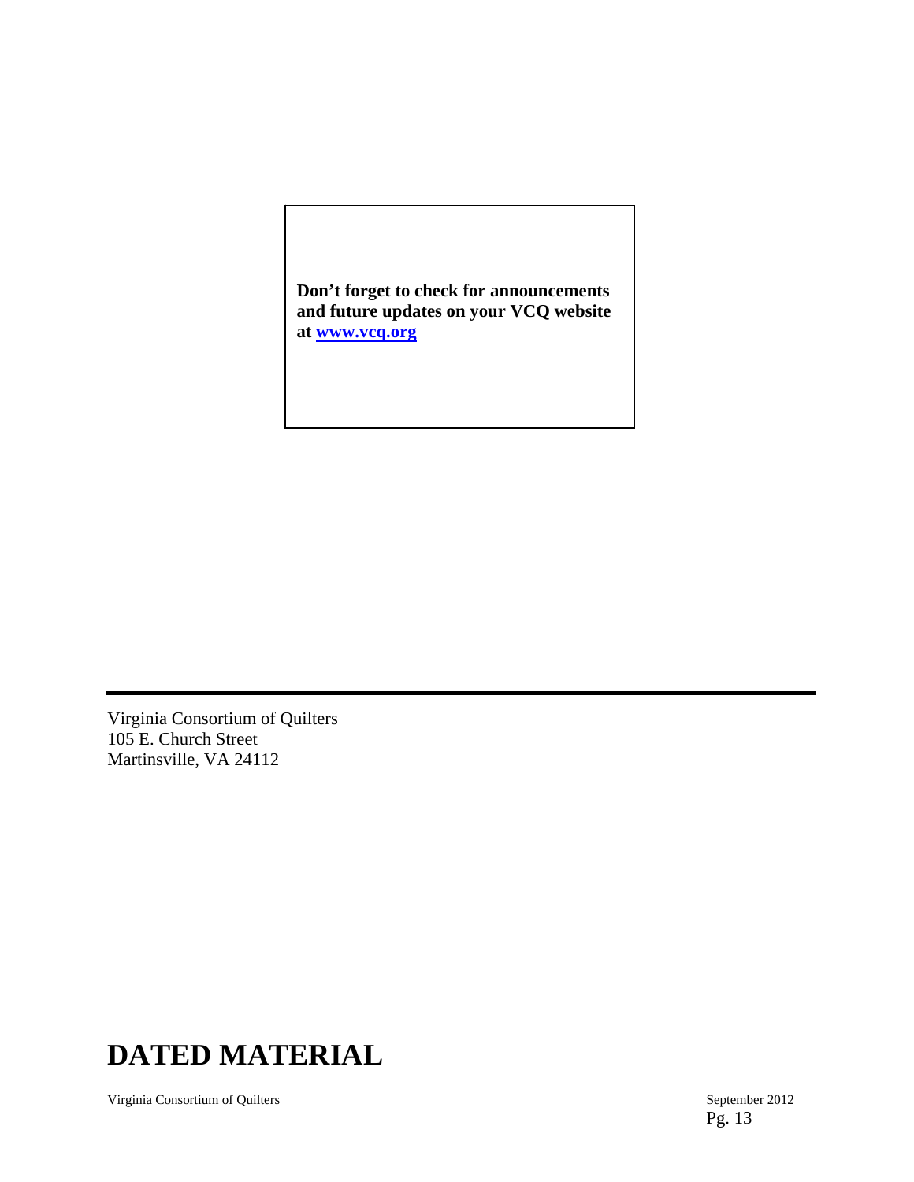**Don't forget to check for announcements and future updates on your VCQ website at [www.vcq.org](http://www.vcq.org)**

---

Virginia Consortium of Quilters
105 E. Church Street
Martinsville, VA 24112

# DATED MATERIAL